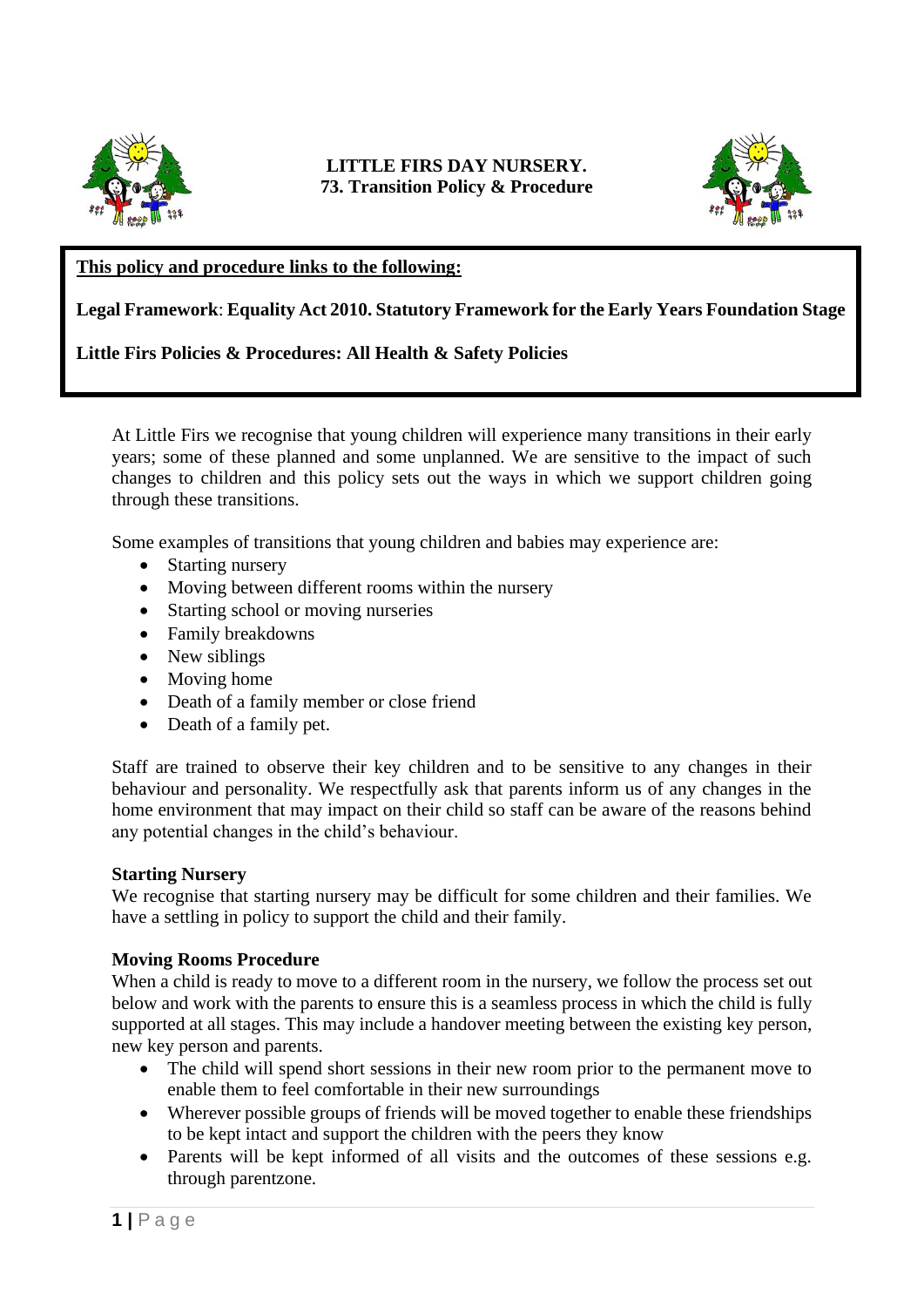# LITTLE FIRS DAY NURSERY.
## 73. Transition Policy & Procedure

**This policy and procedure links to the following:**

**Legal Framework**: **Equality Act 2010. Statutory Framework for the Early Years Foundation Stage**

**Little Firs Policies & Procedures: All Health & Safety Policies**

At Little Firs we recognise that young children will experience many transitions in their early years; some of these planned and some unplanned. We are sensitive to the impact of such changes to children and this policy sets out the ways in which we support children going through these transitions.

Some examples of transitions that young children and babies may experience are:

- Starting nursery
- Moving between different rooms within the nursery
- Starting school or moving nurseries
- Family breakdowns
- New siblings
- Moving home
- Death of a family member or close friend
- Death of a family pet.

Staff are trained to observe their key children and to be sensitive to any changes in their behaviour and personality. We respectfully ask that parents inform us of any changes in the home environment that may impact on their child so staff can be aware of the reasons behind any potential changes in the child's behaviour.

**Starting Nursery**
We recognise that starting nursery may be difficult for some children and their families. We have a settling in policy to support the child and their family.

**Moving Rooms Procedure**
When a child is ready to move to a different room in the nursery, we follow the process set out below and work with the parents to ensure this is a seamless process in which the child is fully supported at all stages. This may include a handover meeting between the existing key person, new key person and parents.

- The child will spend short sessions in their new room prior to the permanent move to enable them to feel comfortable in their new surroundings
- Wherever possible groups of friends will be moved together to enable these friendships to be kept intact and support the children with the peers they know
- Parents will be kept informed of all visits and the outcomes of these sessions e.g. through parentzone.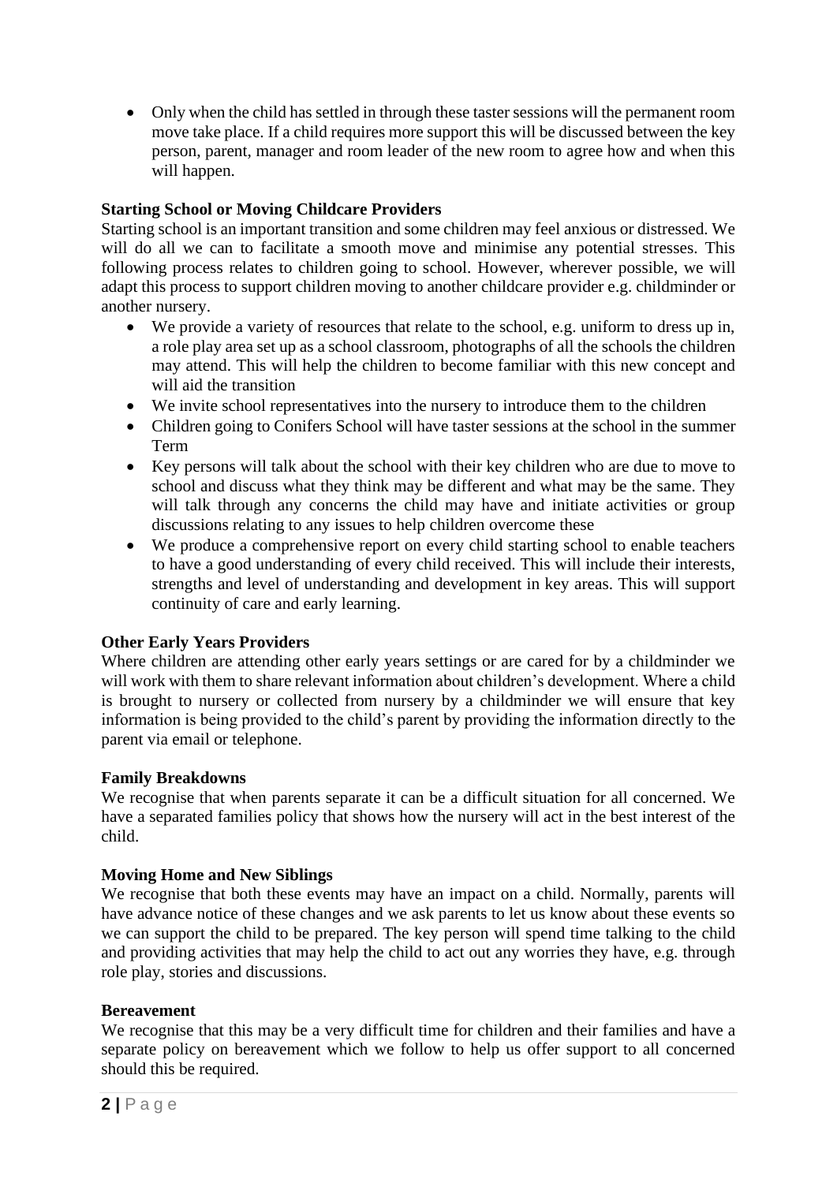- Only when the child has settled in through these taster sessions will the permanent room move take place. If a child requires more support this will be discussed between the key person, parent, manager and room leader of the new room to agree how and when this will happen.

**Starting School or Moving Childcare Providers**

Starting school is an important transition and some children may feel anxious or distressed. We will do all we can to facilitate a smooth move and minimise any potential stresses. This following process relates to children going to school. However, wherever possible, we will adapt this process to support children moving to another childcare provider e.g. childminder or another nursery.

- We provide a variety of resources that relate to the school, e.g. uniform to dress up in, a role play area set up as a school classroom, photographs of all the schools the children may attend. This will help the children to become familiar with this new concept and will aid the transition
- We invite school representatives into the nursery to introduce them to the children
- Children going to Conifers School will have taster sessions at the school in the summer Term
- Key persons will talk about the school with their key children who are due to move to school and discuss what they think may be different and what may be the same. They will talk through any concerns the child may have and initiate activities or group discussions relating to any issues to help children overcome these
- We produce a comprehensive report on every child starting school to enable teachers to have a good understanding of every child received. This will include their interests, strengths and level of understanding and development in key areas. This will support continuity of care and early learning.

**Other Early Years Providers**

Where children are attending other early years settings or are cared for by a childminder we will work with them to share relevant information about children's development. Where a child is brought to nursery or collected from nursery by a childminder we will ensure that key information is being provided to the child's parent by providing the information directly to the parent via email or telephone.

**Family Breakdowns**

We recognise that when parents separate it can be a difficult situation for all concerned. We have a separated families policy that shows how the nursery will act in the best interest of the child.

**Moving Home and New Siblings**

We recognise that both these events may have an impact on a child. Normally, parents will have advance notice of these changes and we ask parents to let us know about these events so we can support the child to be prepared. The key person will spend time talking to the child and providing activities that may help the child to act out any worries they have, e.g. through role play, stories and discussions.

**Bereavement**

We recognise that this may be a very difficult time for children and their families and have a separate policy on bereavement which we follow to help us offer support to all concerned should this be required.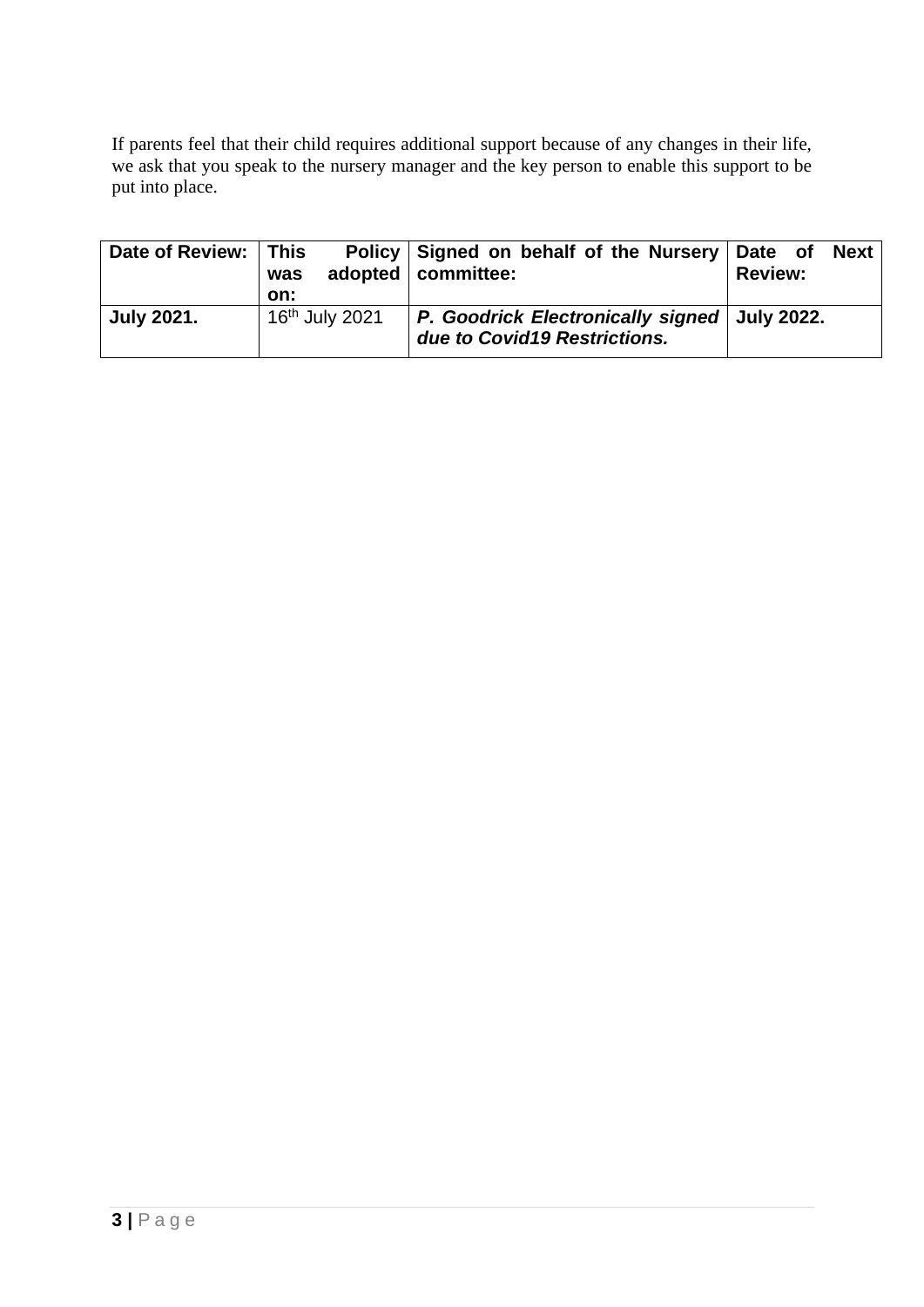If parents feel that their child requires additional support because of any changes in their life, we ask that you speak to the nursery manager and the key person to enable this support to be put into place.

| Date of Review: | This Policy was adopted on: | Signed on behalf of the Nursery committee: | Date of Next Review: |
|---|---|---|---|
| **July 2021.** | 16th July 2021 | ***P. Goodrick Electronically signed due to Covid19 Restrictions.*** | **July 2022.** |